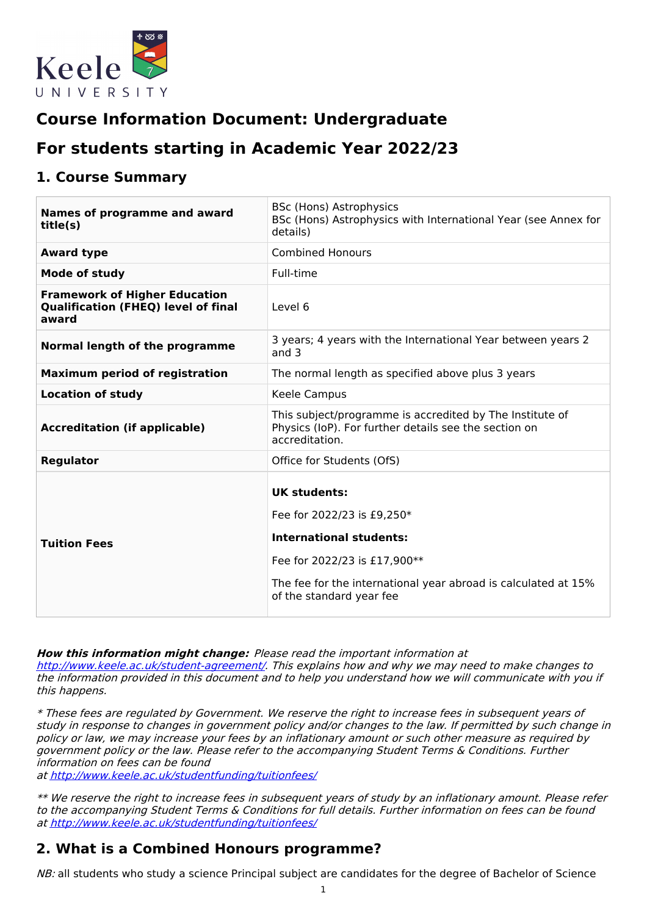# Course Information Document: Undergraduate

# For students starting in Academic Year 2022/23

## 1. Course Summary

| | |
|---|---|
| **Names of programme and award title(s)** | BSc (Hons) Astrophysics<br>BSc (Hons) Astrophysics with International Year (see Annex for details) |
| **Award type** | Combined Honours |
| **Mode of study** | Full-time |
| **Framework of Higher Education Qualification (FHEQ) level of final award** | Level 6 |
| **Normal length of the programme** | 3 years; 4 years with the International Year between years 2 and 3 |
| **Maximum period of registration** | The normal length as specified above plus 3 years |
| **Location of study** | Keele Campus |
| **Accreditation (if applicable)** | This subject/programme is accredited by The Institute of Physics (IoP). For further details see the section on accreditation. |
| **Regulator** | Office for Students (OfS) |
| **Tuition Fees** | **UK students:**<br>Fee for 2022/23 is £9,250*<br>**International students:**<br>Fee for 2022/23 is £17,900**<br>The fee for the international year abroad is calculated at 15% of the standard year fee |

***How this information might change:*** *Please read the important information at [http://www.keele.ac.uk/student-agreement/](http://www.keele.ac.uk/student-agreement/). This explains how and why we may need to make changes to the information provided in this document and to help you understand how we will communicate with you if this happens.*

*\* These fees are regulated by Government. We reserve the right to increase fees in subsequent years of study in response to changes in government policy and/or changes to the law. If permitted by such change in policy or law, we may increase your fees by an inflationary amount or such other measure as required by government policy or the law. Please refer to the accompanying Student Terms & Conditions. Further information on fees can be found at [http://www.keele.ac.uk/studentfunding/tuitionfees/](http://www.keele.ac.uk/studentfunding/tuitionfees/)*

*\*\* We reserve the right to increase fees in subsequent years of study by an inflationary amount. Please refer to the accompanying Student Terms & Conditions for full details. Further information on fees can be found at [http://www.keele.ac.uk/studentfunding/tuitionfees/](http://www.keele.ac.uk/studentfunding/tuitionfees/)*

## 2. What is a Combined Honours programme?

*NB:* all students who study a science Principal subject are candidates for the degree of Bachelor of Science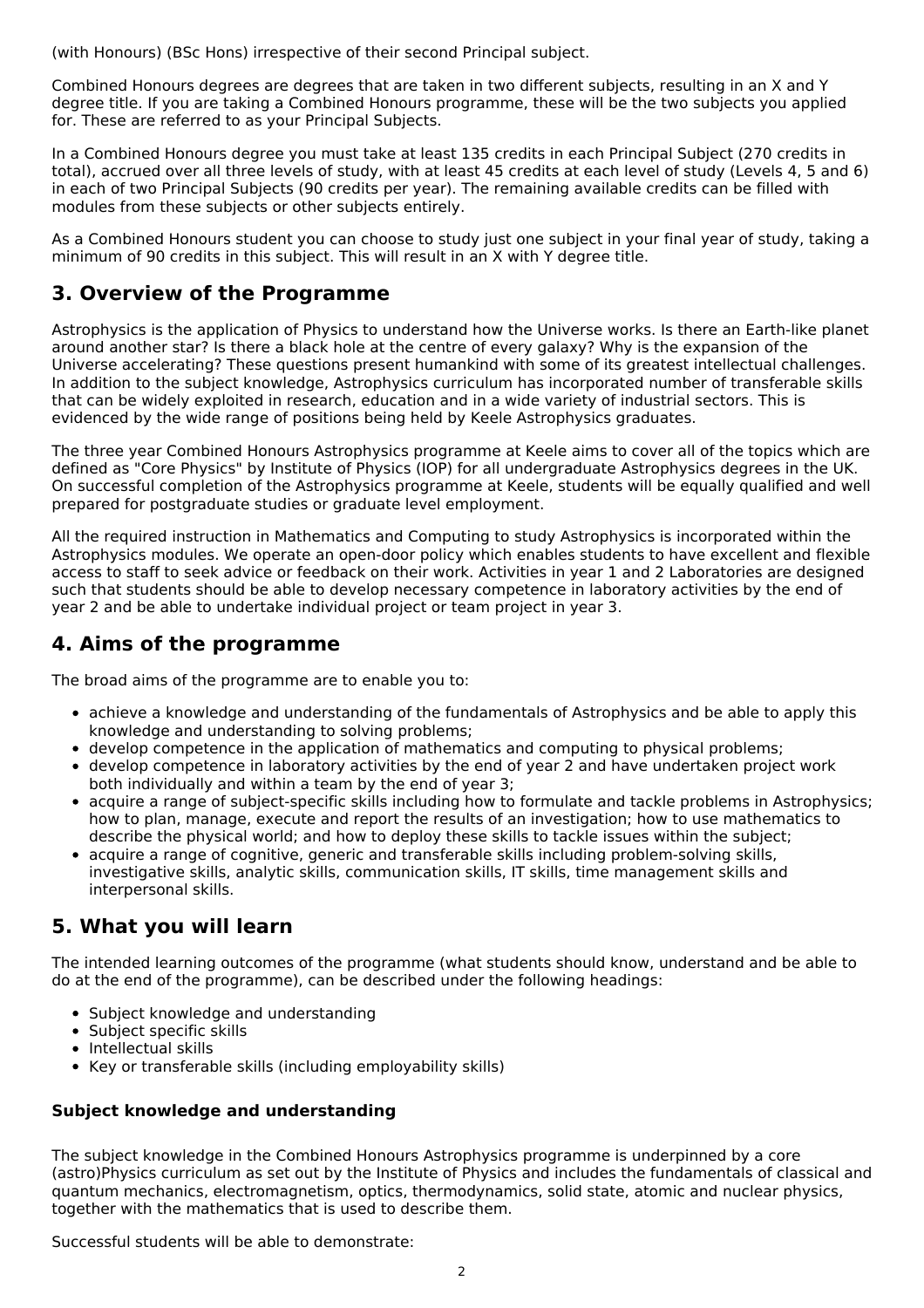(with Honours) (BSc Hons) irrespective of their second Principal subject.

Combined Honours degrees are degrees that are taken in two different subjects, resulting in an X and Y degree title. If you are taking a Combined Honours programme, these will be the two subjects you applied for. These are referred to as your Principal Subjects.

In a Combined Honours degree you must take at least 135 credits in each Principal Subject (270 credits in total), accrued over all three levels of study, with at least 45 credits at each level of study (Levels 4, 5 and 6) in each of two Principal Subjects (90 credits per year). The remaining available credits can be filled with modules from these subjects or other subjects entirely.

As a Combined Honours student you can choose to study just one subject in your final year of study, taking a minimum of 90 credits in this subject. This will result in an X with Y degree title.

## 3. Overview of the Programme

Astrophysics is the application of Physics to understand how the Universe works. Is there an Earth-like planet around another star? Is there a black hole at the centre of every galaxy? Why is the expansion of the Universe accelerating? These questions present humankind with some of its greatest intellectual challenges. In addition to the subject knowledge, Astrophysics curriculum has incorporated number of transferable skills that can be widely exploited in research, education and in a wide variety of industrial sectors. This is evidenced by the wide range of positions being held by Keele Astrophysics graduates.

The three year Combined Honours Astrophysics programme at Keele aims to cover all of the topics which are defined as "Core Physics" by Institute of Physics (IOP) for all undergraduate Astrophysics degrees in the UK. On successful completion of the Astrophysics programme at Keele, students will be equally qualified and well prepared for postgraduate studies or graduate level employment.

All the required instruction in Mathematics and Computing to study Astrophysics is incorporated within the Astrophysics modules. We operate an open-door policy which enables students to have excellent and flexible access to staff to seek advice or feedback on their work. Activities in year 1 and 2 Laboratories are designed such that students should be able to develop necessary competence in laboratory activities by the end of year 2 and be able to undertake individual project or team project in year 3.

## 4. Aims of the programme

The broad aims of the programme are to enable you to:

- achieve a knowledge and understanding of the fundamentals of Astrophysics and be able to apply this knowledge and understanding to solving problems;
- develop competence in the application of mathematics and computing to physical problems;
- develop competence in laboratory activities by the end of year 2 and have undertaken project work both individually and within a team by the end of year 3;
- acquire a range of subject-specific skills including how to formulate and tackle problems in Astrophysics; how to plan, manage, execute and report the results of an investigation; how to use mathematics to describe the physical world; and how to deploy these skills to tackle issues within the subject;
- acquire a range of cognitive, generic and transferable skills including problem-solving skills, investigative skills, analytic skills, communication skills, IT skills, time management skills and interpersonal skills.

## 5. What you will learn

The intended learning outcomes of the programme (what students should know, understand and be able to do at the end of the programme), can be described under the following headings:

- Subject knowledge and understanding
- Subject specific skills
- Intellectual skills
- Key or transferable skills (including employability skills)

### Subject knowledge and understanding

The subject knowledge in the Combined Honours Astrophysics programme is underpinned by a core (astro)Physics curriculum as set out by the Institute of Physics and includes the fundamentals of classical and quantum mechanics, electromagnetism, optics, thermodynamics, solid state, atomic and nuclear physics, together with the mathematics that is used to describe them.

Successful students will be able to demonstrate: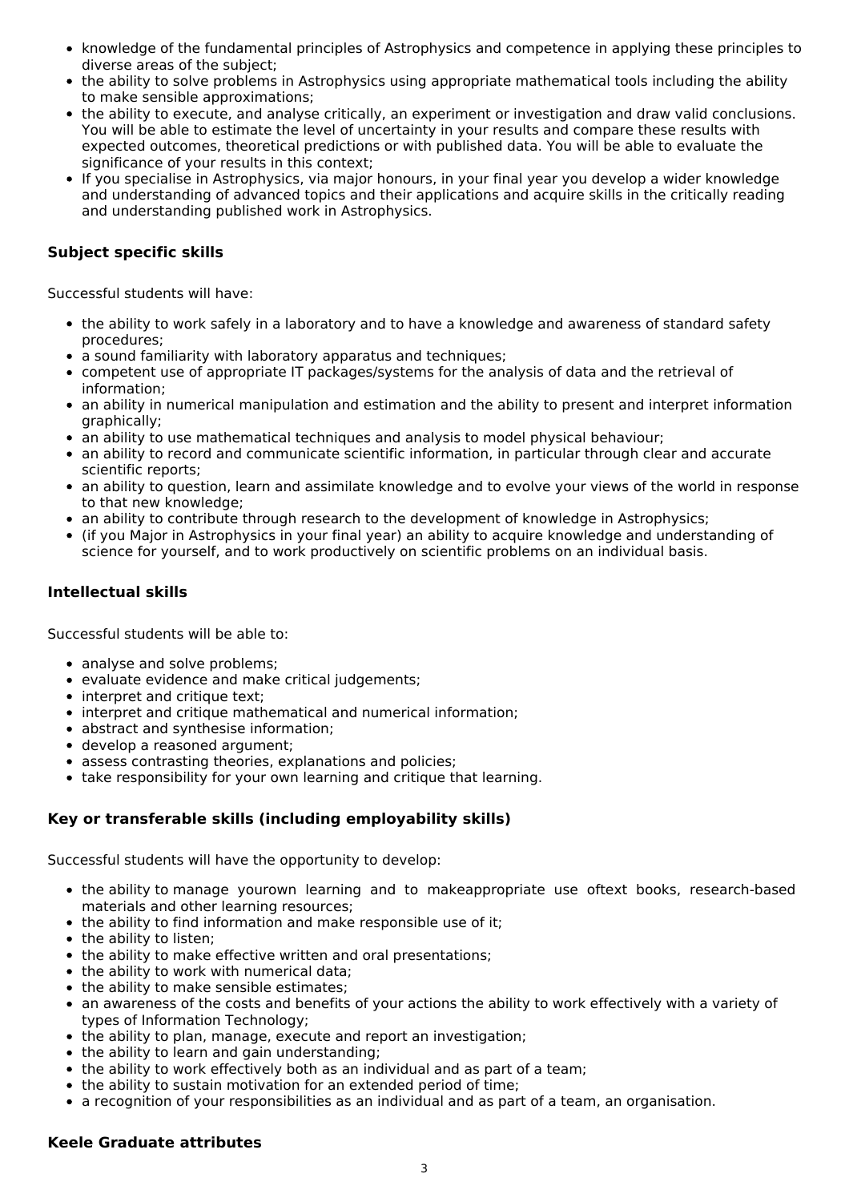- knowledge of the fundamental principles of Astrophysics and competence in applying these principles to diverse areas of the subject;
- the ability to solve problems in Astrophysics using appropriate mathematical tools including the ability to make sensible approximations;
- the ability to execute, and analyse critically, an experiment or investigation and draw valid conclusions. You will be able to estimate the level of uncertainty in your results and compare these results with expected outcomes, theoretical predictions or with published data. You will be able to evaluate the significance of your results in this context;
- If you specialise in Astrophysics, via major honours, in your final year you develop a wider knowledge and understanding of advanced topics and their applications and acquire skills in the critically reading and understanding published work in Astrophysics.

### Subject specific skills

Successful students will have:

- the ability to work safely in a laboratory and to have a knowledge and awareness of standard safety procedures;
- a sound familiarity with laboratory apparatus and techniques;
- competent use of appropriate IT packages/systems for the analysis of data and the retrieval of information;
- an ability in numerical manipulation and estimation and the ability to present and interpret information graphically;
- an ability to use mathematical techniques and analysis to model physical behaviour;
- an ability to record and communicate scientific information, in particular through clear and accurate scientific reports;
- an ability to question, learn and assimilate knowledge and to evolve your views of the world in response to that new knowledge;
- an ability to contribute through research to the development of knowledge in Astrophysics;
- (if you Major in Astrophysics in your final year) an ability to acquire knowledge and understanding of science for yourself, and to work productively on scientific problems on an individual basis.

### Intellectual skills

Successful students will be able to:

- analyse and solve problems;
- evaluate evidence and make critical judgements;
- interpret and critique text;
- interpret and critique mathematical and numerical information;
- abstract and synthesise information;
- develop a reasoned argument;
- assess contrasting theories, explanations and policies;
- take responsibility for your own learning and critique that learning.

### Key or transferable skills (including employability skills)

Successful students will have the opportunity to develop:

- the ability to manage yourown learning and to makeappropriate use oftext books, research-based materials and other learning resources;
- the ability to find information and make responsible use of it;
- the ability to listen;
- the ability to make effective written and oral presentations;
- the ability to work with numerical data;
- the ability to make sensible estimates;
- an awareness of the costs and benefits of your actions the ability to work effectively with a variety of types of Information Technology;
- the ability to plan, manage, execute and report an investigation;
- the ability to learn and gain understanding;
- the ability to work effectively both as an individual and as part of a team;
- the ability to sustain motivation for an extended period of time;
- a recognition of your responsibilities as an individual and as part of a team, an organisation.

### Keele Graduate attributes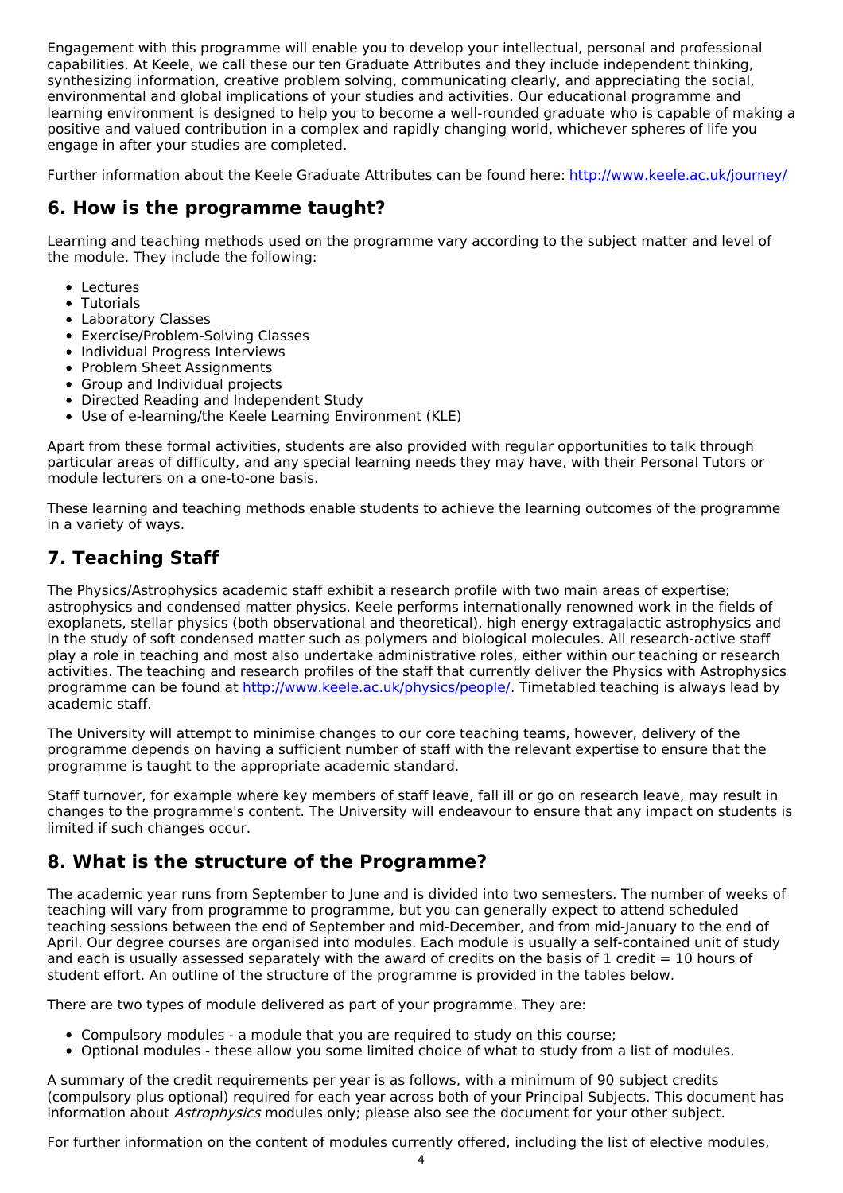Engagement with this programme will enable you to develop your intellectual, personal and professional capabilities. At Keele, we call these our ten Graduate Attributes and they include independent thinking, synthesizing information, creative problem solving, communicating clearly, and appreciating the social, environmental and global implications of your studies and activities. Our educational programme and learning environment is designed to help you to become a well-rounded graduate who is capable of making a positive and valued contribution in a complex and rapidly changing world, whichever spheres of life you engage in after your studies are completed.

Further information about the Keele Graduate Attributes can be found here: [http://www.keele.ac.uk/journey/](http://www.keele.ac.uk/journey/)

## 6. How is the programme taught?

Learning and teaching methods used on the programme vary according to the subject matter and level of the module. They include the following:

- Lectures
- Tutorials
- Laboratory Classes
- Exercise/Problem-Solving Classes
- Individual Progress Interviews
- Problem Sheet Assignments
- Group and Individual projects
- Directed Reading and Independent Study
- Use of e-learning/the Keele Learning Environment (KLE)

Apart from these formal activities, students are also provided with regular opportunities to talk through particular areas of difficulty, and any special learning needs they may have, with their Personal Tutors or module lecturers on a one-to-one basis.

These learning and teaching methods enable students to achieve the learning outcomes of the programme in a variety of ways.

## 7. Teaching Staff

The Physics/Astrophysics academic staff exhibit a research profile with two main areas of expertise; astrophysics and condensed matter physics. Keele performs internationally renowned work in the fields of exoplanets, stellar physics (both observational and theoretical), high energy extragalactic astrophysics and in the study of soft condensed matter such as polymers and biological molecules. All research-active staff play a role in teaching and most also undertake administrative roles, either within our teaching or research activities. The teaching and research profiles of the staff that currently deliver the Physics with Astrophysics programme can be found at [http://www.keele.ac.uk/physics/people/](http://www.keele.ac.uk/physics/people/). Timetabled teaching is always lead by academic staff.

The University will attempt to minimise changes to our core teaching teams, however, delivery of the programme depends on having a sufficient number of staff with the relevant expertise to ensure that the programme is taught to the appropriate academic standard.

Staff turnover, for example where key members of staff leave, fall ill or go on research leave, may result in changes to the programme's content. The University will endeavour to ensure that any impact on students is limited if such changes occur.

## 8. What is the structure of the Programme?

The academic year runs from September to June and is divided into two semesters. The number of weeks of teaching will vary from programme to programme, but you can generally expect to attend scheduled teaching sessions between the end of September and mid-December, and from mid-January to the end of April. Our degree courses are organised into modules. Each module is usually a self-contained unit of study and each is usually assessed separately with the award of credits on the basis of 1 credit = 10 hours of student effort. An outline of the structure of the programme is provided in the tables below.

There are two types of module delivered as part of your programme. They are:

- Compulsory modules - a module that you are required to study on this course;
- Optional modules - these allow you some limited choice of what to study from a list of modules.

A summary of the credit requirements per year is as follows, with a minimum of 90 subject credits (compulsory plus optional) required for each year across both of your Principal Subjects. This document has information about *Astrophysics* modules only; please also see the document for your other subject.

For further information on the content of modules currently offered, including the list of elective modules,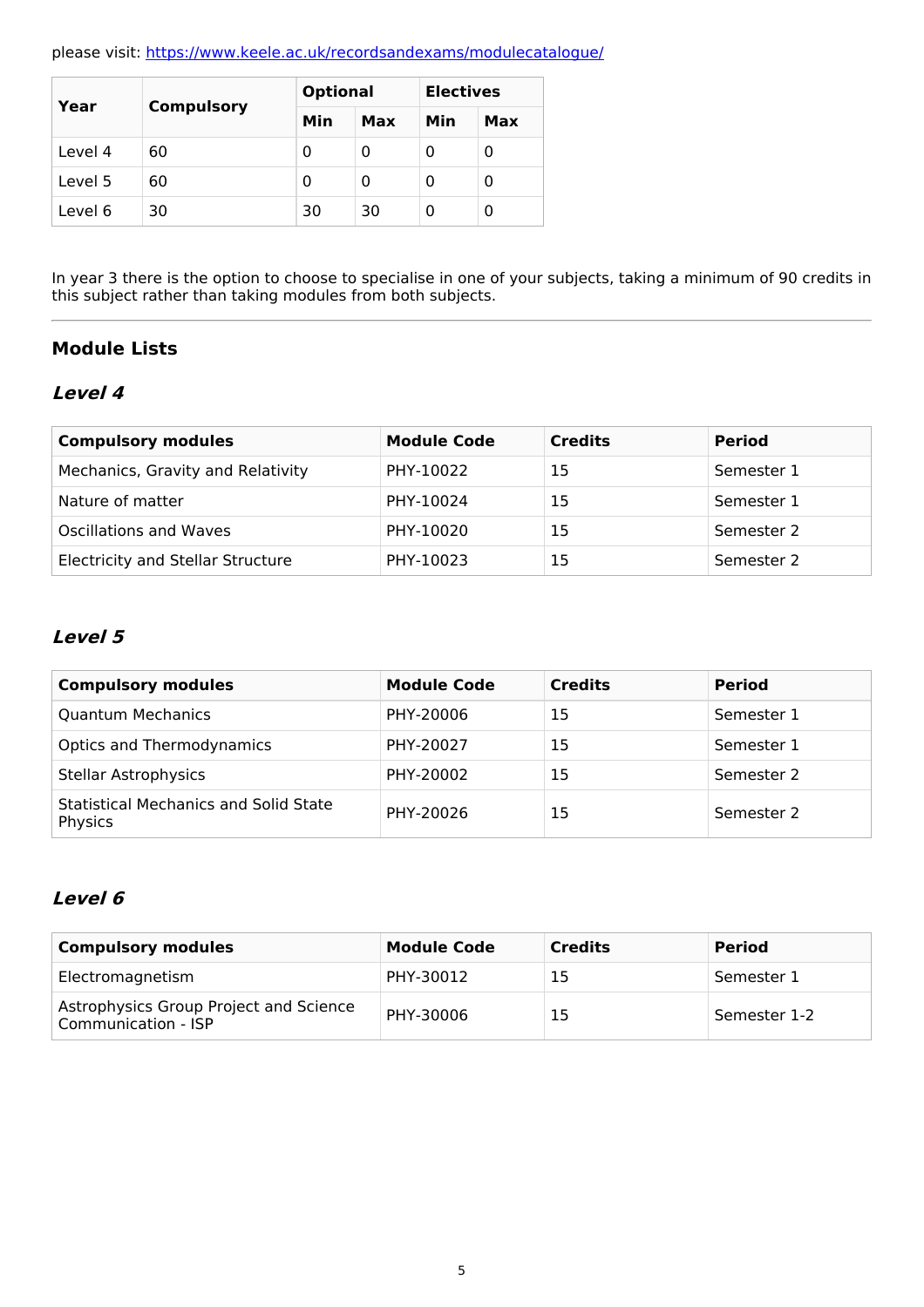please visit: https://www.keele.ac.uk/recordsandexams/modulecatalogue/

| Year | Compulsory | Optional | | Electives | |
|---|---|---|---|---|---|
| | | Min | Max | Min | Max |
| Level 4 | 60 | 0 | 0 | 0 | 0 |
| Level 5 | 60 | 0 | 0 | 0 | 0 |
| Level 6 | 30 | 30 | 30 | 0 | 0 |

In year 3 there is the option to choose to specialise in one of your subjects, taking a minimum of 90 credits in this subject rather than taking modules from both subjects.

---

## Module Lists

### *Level 4*

| Compulsory modules | Module Code | Credits | Period |
|---|---|---|---|
| Mechanics, Gravity and Relativity | PHY-10022 | 15 | Semester 1 |
| Nature of matter | PHY-10024 | 15 | Semester 1 |
| Oscillations and Waves | PHY-10020 | 15 | Semester 2 |
| Electricity and Stellar Structure | PHY-10023 | 15 | Semester 2 |

### *Level 5*

| Compulsory modules | Module Code | Credits | Period |
|---|---|---|---|
| Quantum Mechanics | PHY-20006 | 15 | Semester 1 |
| Optics and Thermodynamics | PHY-20027 | 15 | Semester 1 |
| Stellar Astrophysics | PHY-20002 | 15 | Semester 2 |
| Statistical Mechanics and Solid State Physics | PHY-20026 | 15 | Semester 2 |

### *Level 6*

| Compulsory modules | Module Code | Credits | Period |
|---|---|---|---|
| Electromagnetism | PHY-30012 | 15 | Semester 1 |
| Astrophysics Group Project and Science Communication - ISP | PHY-30006 | 15 | Semester 1-2 |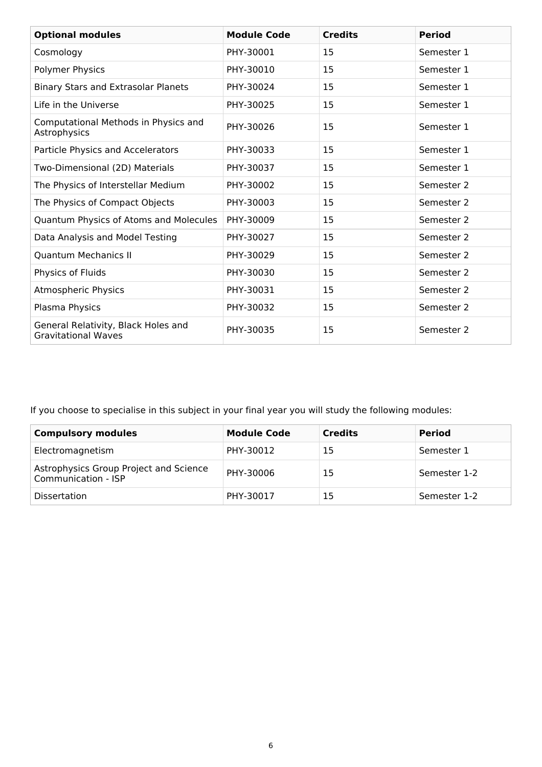| Optional modules | Module Code | Credits | Period |
| --- | --- | --- | --- |
| Cosmology | PHY-30001 | 15 | Semester 1 |
| Polymer Physics | PHY-30010 | 15 | Semester 1 |
| Binary Stars and Extrasolar Planets | PHY-30024 | 15 | Semester 1 |
| Life in the Universe | PHY-30025 | 15 | Semester 1 |
| Computational Methods in Physics and Astrophysics | PHY-30026 | 15 | Semester 1 |
| Particle Physics and Accelerators | PHY-30033 | 15 | Semester 1 |
| Two-Dimensional (2D) Materials | PHY-30037 | 15 | Semester 1 |
| The Physics of Interstellar Medium | PHY-30002 | 15 | Semester 2 |
| The Physics of Compact Objects | PHY-30003 | 15 | Semester 2 |
| Quantum Physics of Atoms and Molecules | PHY-30009 | 15 | Semester 2 |
| Data Analysis and Model Testing | PHY-30027 | 15 | Semester 2 |
| Quantum Mechanics II | PHY-30029 | 15 | Semester 2 |
| Physics of Fluids | PHY-30030 | 15 | Semester 2 |
| Atmospheric Physics | PHY-30031 | 15 | Semester 2 |
| Plasma Physics | PHY-30032 | 15 | Semester 2 |
| General Relativity, Black Holes and Gravitational Waves | PHY-30035 | 15 | Semester 2 |

If you choose to specialise in this subject in your final year you will study the following modules:

| Compulsory modules | Module Code | Credits | Period |
| --- | --- | --- | --- |
| Electromagnetism | PHY-30012 | 15 | Semester 1 |
| Astrophysics Group Project and Science Communication - ISP | PHY-30006 | 15 | Semester 1-2 |
| Dissertation | PHY-30017 | 15 | Semester 1-2 |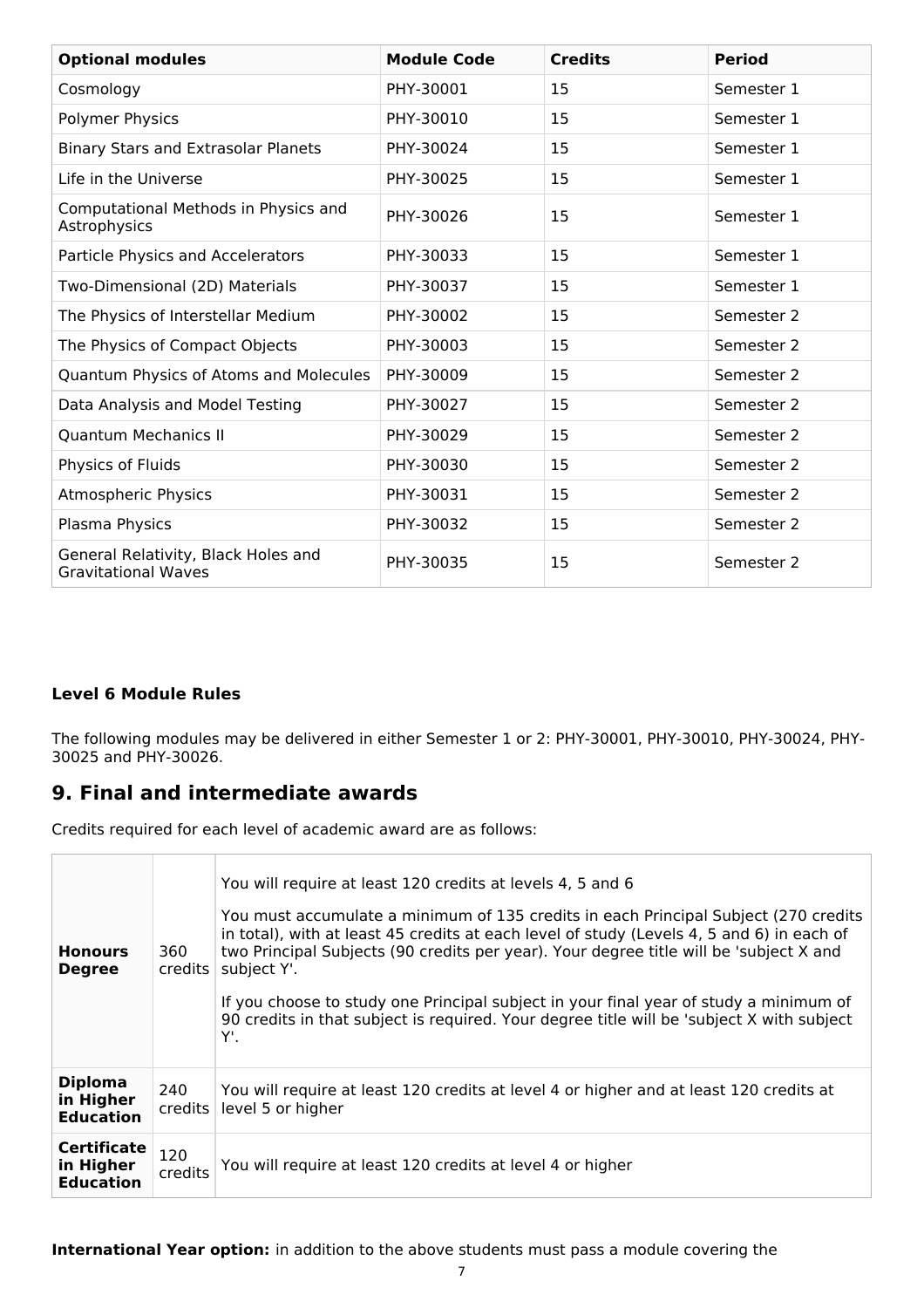| Optional modules | Module Code | Credits | Period |
|---|---|---|---|
| Cosmology | PHY-30001 | 15 | Semester 1 |
| Polymer Physics | PHY-30010 | 15 | Semester 1 |
| Binary Stars and Extrasolar Planets | PHY-30024 | 15 | Semester 1 |
| Life in the Universe | PHY-30025 | 15 | Semester 1 |
| Computational Methods in Physics and Astrophysics | PHY-30026 | 15 | Semester 1 |
| Particle Physics and Accelerators | PHY-30033 | 15 | Semester 1 |
| Two-Dimensional (2D) Materials | PHY-30037 | 15 | Semester 1 |
| The Physics of Interstellar Medium | PHY-30002 | 15 | Semester 2 |
| The Physics of Compact Objects | PHY-30003 | 15 | Semester 2 |
| Quantum Physics of Atoms and Molecules | PHY-30009 | 15 | Semester 2 |
| Data Analysis and Model Testing | PHY-30027 | 15 | Semester 2 |
| Quantum Mechanics II | PHY-30029 | 15 | Semester 2 |
| Physics of Fluids | PHY-30030 | 15 | Semester 2 |
| Atmospheric Physics | PHY-30031 | 15 | Semester 2 |
| Plasma Physics | PHY-30032 | 15 | Semester 2 |
| General Relativity, Black Holes and Gravitational Waves | PHY-30035 | 15 | Semester 2 |

**Level 6 Module Rules**

The following modules may be delivered in either Semester 1 or 2: PHY-30001, PHY-30010, PHY-30024, PHY-30025 and PHY-30026.

## 9. Final and intermediate awards

Credits required for each level of academic award are as follows:

| | | |
|---|---|---|
| **Honours Degree** | 360 credits | You will require at least 120 credits at levels 4, 5 and 6<br><br>You must accumulate a minimum of 135 credits in each Principal Subject (270 credits in total), with at least 45 credits at each level of study (Levels 4, 5 and 6) in each of two Principal Subjects (90 credits per year). Your degree title will be 'subject X and subject Y'.<br><br>If you choose to study one Principal subject in your final year of study a minimum of 90 credits in that subject is required. Your degree title will be 'subject X with subject Y'. |
| **Diploma in Higher Education** | 240 credits | You will require at least 120 credits at level 4 or higher and at least 120 credits at level 5 or higher |
| **Certificate in Higher Education** | 120 credits | You will require at least 120 credits at level 4 or higher |

**International Year option:** in addition to the above students must pass a module covering the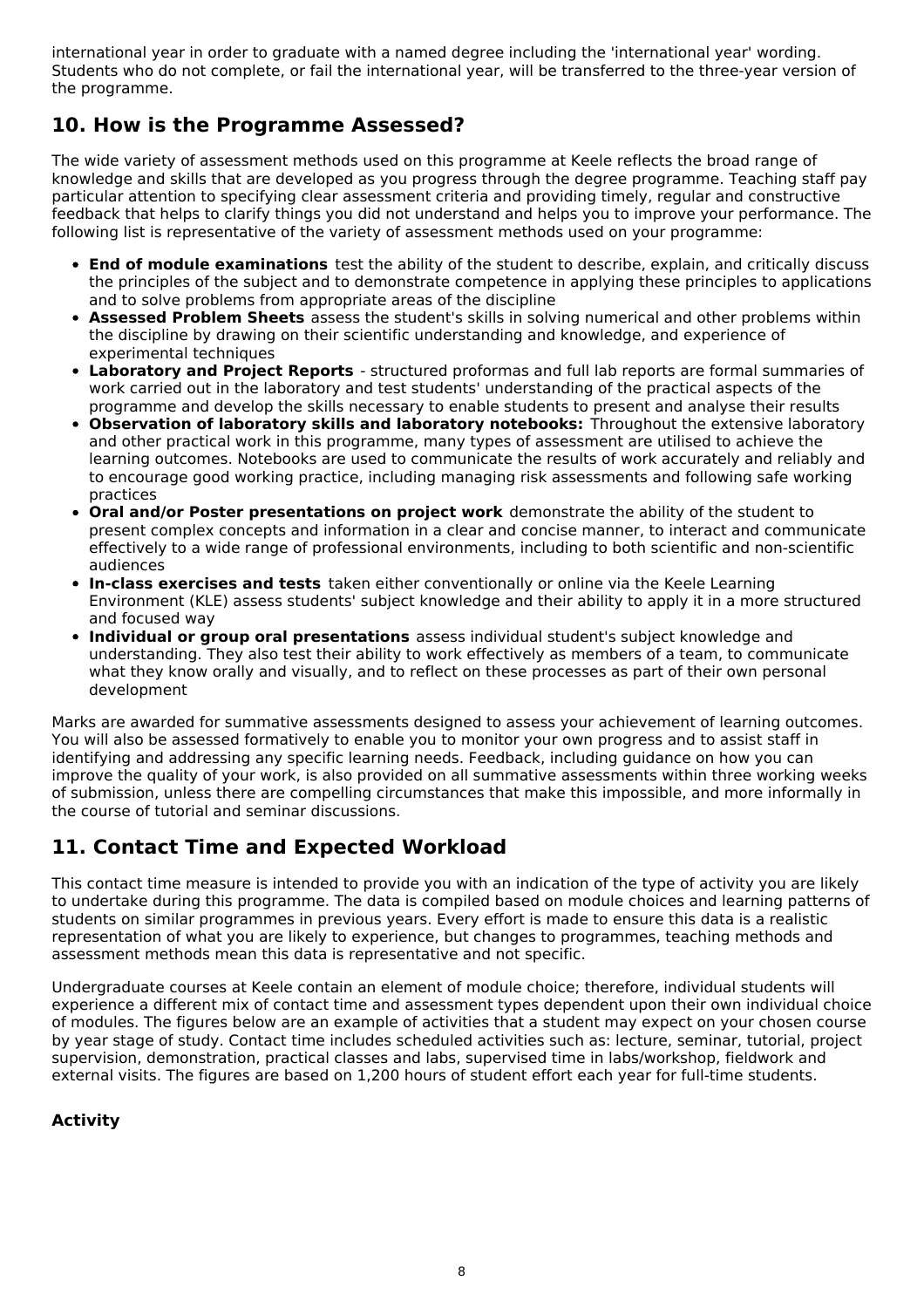international year in order to graduate with a named degree including the 'international year' wording. Students who do not complete, or fail the international year, will be transferred to the three-year version of the programme.

## 10. How is the Programme Assessed?

The wide variety of assessment methods used on this programme at Keele reflects the broad range of knowledge and skills that are developed as you progress through the degree programme. Teaching staff pay particular attention to specifying clear assessment criteria and providing timely, regular and constructive feedback that helps to clarify things you did not understand and helps you to improve your performance. The following list is representative of the variety of assessment methods used on your programme:

- **End of module examinations** test the ability of the student to describe, explain, and critically discuss the principles of the subject and to demonstrate competence in applying these principles to applications and to solve problems from appropriate areas of the discipline
- **Assessed Problem Sheets** assess the student's skills in solving numerical and other problems within the discipline by drawing on their scientific understanding and knowledge, and experience of experimental techniques
- **Laboratory and Project Reports** - structured proformas and full lab reports are formal summaries of work carried out in the laboratory and test students' understanding of the practical aspects of the programme and develop the skills necessary to enable students to present and analyse their results
- **Observation of laboratory skills and laboratory notebooks:** Throughout the extensive laboratory and other practical work in this programme, many types of assessment are utilised to achieve the learning outcomes. Notebooks are used to communicate the results of work accurately and reliably and to encourage good working practice, including managing risk assessments and following safe working practices
- **Oral and/or Poster presentations on project work** demonstrate the ability of the student to present complex concepts and information in a clear and concise manner, to interact and communicate effectively to a wide range of professional environments, including to both scientific and non-scientific audiences
- **In-class exercises and tests** taken either conventionally or online via the Keele Learning Environment (KLE) assess students' subject knowledge and their ability to apply it in a more structured and focused way
- **Individual or group oral presentations** assess individual student's subject knowledge and understanding. They also test their ability to work effectively as members of a team, to communicate what they know orally and visually, and to reflect on these processes as part of their own personal development

Marks are awarded for summative assessments designed to assess your achievement of learning outcomes. You will also be assessed formatively to enable you to monitor your own progress and to assist staff in identifying and addressing any specific learning needs. Feedback, including guidance on how you can improve the quality of your work, is also provided on all summative assessments within three working weeks of submission, unless there are compelling circumstances that make this impossible, and more informally in the course of tutorial and seminar discussions.

## 11. Contact Time and Expected Workload

This contact time measure is intended to provide you with an indication of the type of activity you are likely to undertake during this programme. The data is compiled based on module choices and learning patterns of students on similar programmes in previous years. Every effort is made to ensure this data is a realistic representation of what you are likely to experience, but changes to programmes, teaching methods and assessment methods mean this data is representative and not specific.

Undergraduate courses at Keele contain an element of module choice; therefore, individual students will experience a different mix of contact time and assessment types dependent upon their own individual choice of modules. The figures below are an example of activities that a student may expect on your chosen course by year stage of study. Contact time includes scheduled activities such as: lecture, seminar, tutorial, project supervision, demonstration, practical classes and labs, supervised time in labs/workshop, fieldwork and external visits. The figures are based on 1,200 hours of student effort each year for full-time students.

### Activity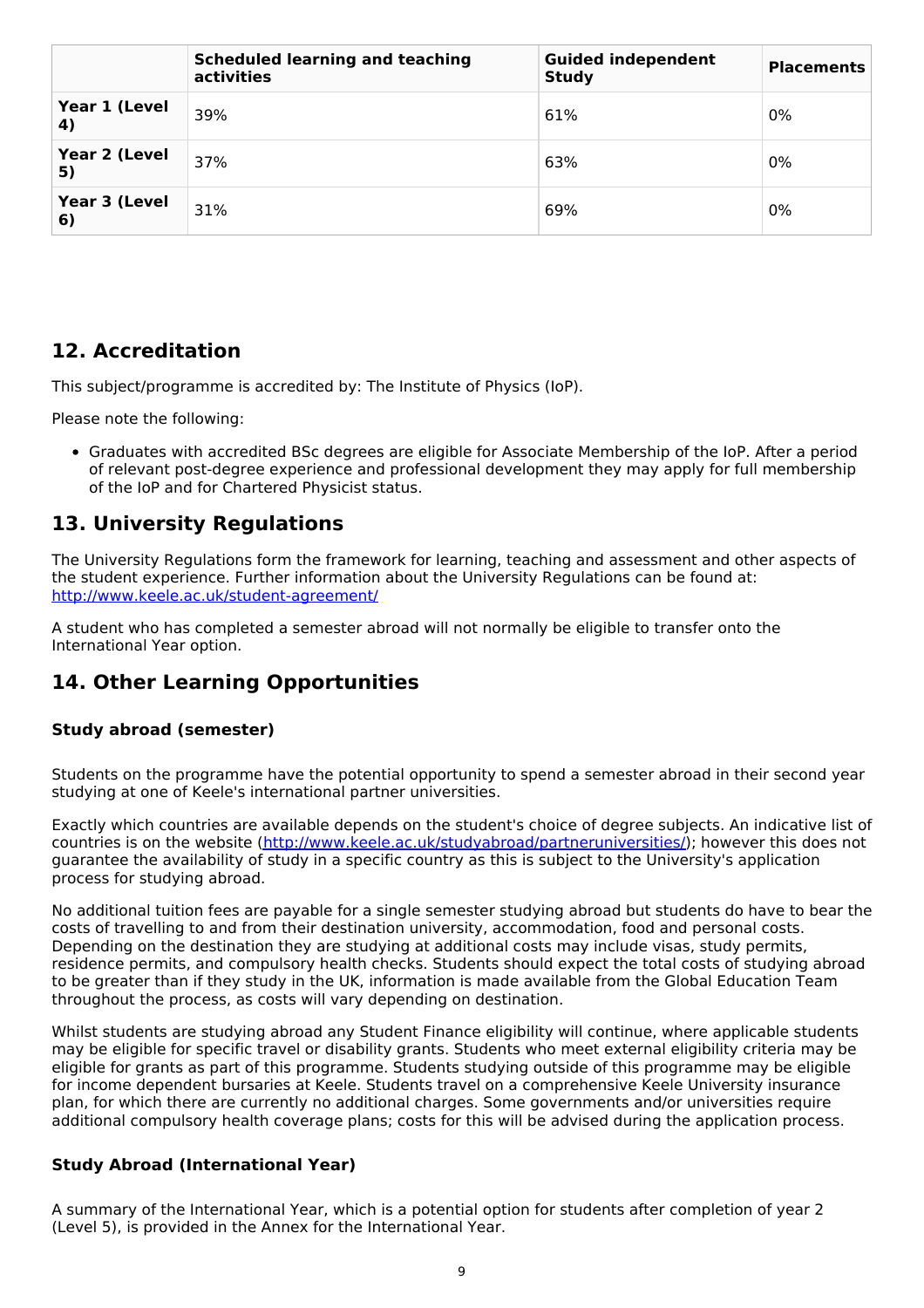| | Scheduled learning and teaching activities | Guided independent Study | Placements |
|---|---|---|---|
| Year 1 (Level 4) | 39% | 61% | 0% |
| Year 2 (Level 5) | 37% | 63% | 0% |
| Year 3 (Level 6) | 31% | 69% | 0% |

## 12. Accreditation

This subject/programme is accredited by: The Institute of Physics (IoP).

Please note the following:

- Graduates with accredited BSc degrees are eligible for Associate Membership of the IoP. After a period of relevant post-degree experience and professional development they may apply for full membership of the IoP and for Chartered Physicist status.

## 13. University Regulations

The University Regulations form the framework for learning, teaching and assessment and other aspects of the student experience. Further information about the University Regulations can be found at: [http://www.keele.ac.uk/student-agreement/](http://www.keele.ac.uk/student-agreement/)

A student who has completed a semester abroad will not normally be eligible to transfer onto the International Year option.

## 14. Other Learning Opportunities

### Study abroad (semester)

Students on the programme have the potential opportunity to spend a semester abroad in their second year studying at one of Keele's international partner universities.

Exactly which countries are available depends on the student's choice of degree subjects. An indicative list of countries is on the website ([http://www.keele.ac.uk/studyabroad/partneruniversities/](http://www.keele.ac.uk/studyabroad/partneruniversities/)); however this does not guarantee the availability of study in a specific country as this is subject to the University's application process for studying abroad.

No additional tuition fees are payable for a single semester studying abroad but students do have to bear the costs of travelling to and from their destination university, accommodation, food and personal costs. Depending on the destination they are studying at additional costs may include visas, study permits, residence permits, and compulsory health checks. Students should expect the total costs of studying abroad to be greater than if they study in the UK, information is made available from the Global Education Team throughout the process, as costs will vary depending on destination.

Whilst students are studying abroad any Student Finance eligibility will continue, where applicable students may be eligible for specific travel or disability grants. Students who meet external eligibility criteria may be eligible for grants as part of this programme. Students studying outside of this programme may be eligible for income dependent bursaries at Keele. Students travel on a comprehensive Keele University insurance plan, for which there are currently no additional charges. Some governments and/or universities require additional compulsory health coverage plans; costs for this will be advised during the application process.

### Study Abroad (International Year)

A summary of the International Year, which is a potential option for students after completion of year 2 (Level 5), is provided in the Annex for the International Year.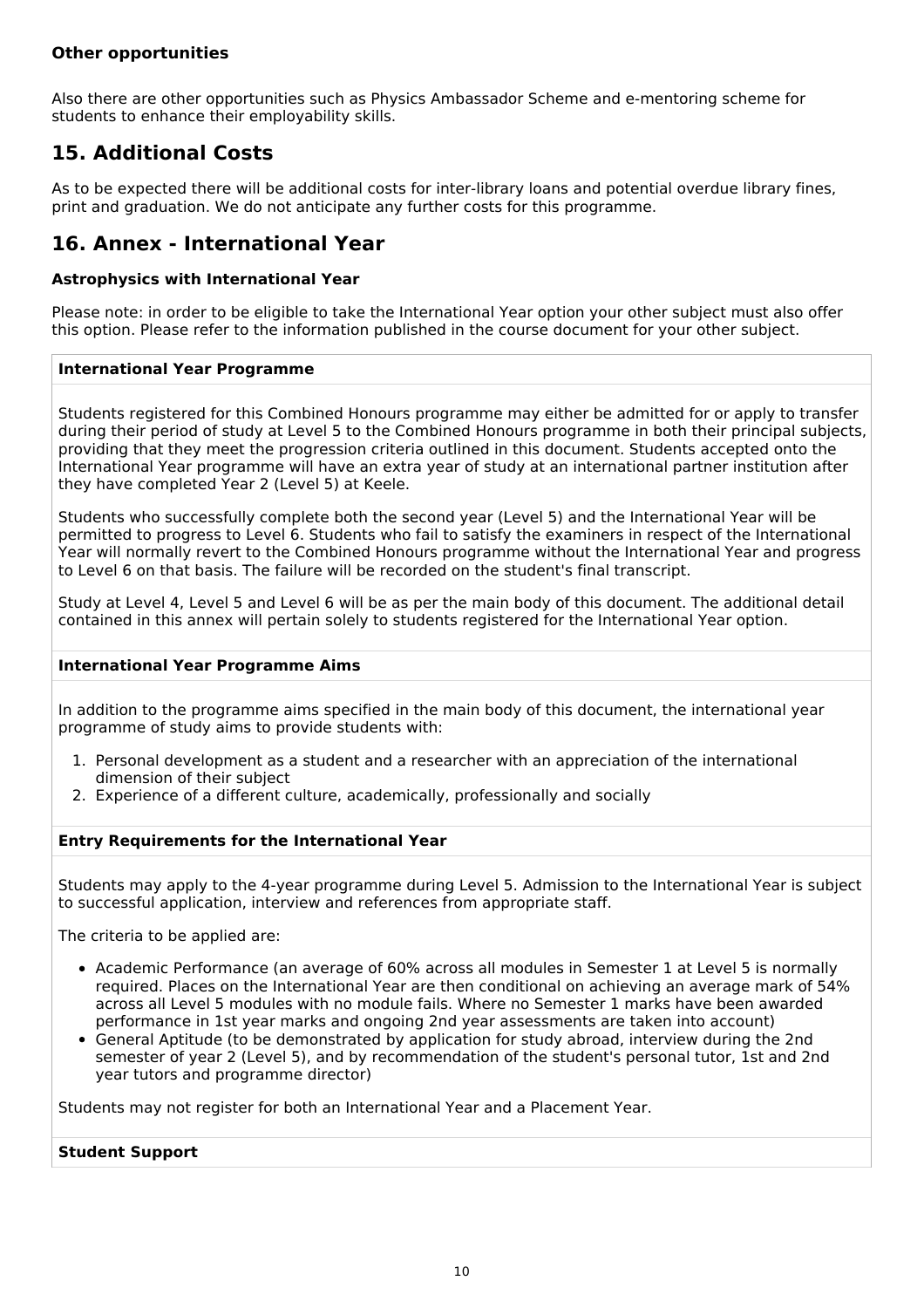**Other opportunities**

Also there are other opportunities such as Physics Ambassador Scheme and e-mentoring scheme for students to enhance their employability skills.

## 15. Additional Costs

As to be expected there will be additional costs for inter-library loans and potential overdue library fines, print and graduation. We do not anticipate any further costs for this programme.

## 16. Annex - International Year

**Astrophysics with International Year**

Please note: in order to be eligible to take the International Year option your other subject must also offer this option. Please refer to the information published in the course document for your other subject.

**International Year Programme**

Students registered for this Combined Honours programme may either be admitted for or apply to transfer during their period of study at Level 5 to the Combined Honours programme in both their principal subjects, providing that they meet the progression criteria outlined in this document. Students accepted onto the International Year programme will have an extra year of study at an international partner institution after they have completed Year 2 (Level 5) at Keele.

Students who successfully complete both the second year (Level 5) and the International Year will be permitted to progress to Level 6. Students who fail to satisfy the examiners in respect of the International Year will normally revert to the Combined Honours programme without the International Year and progress to Level 6 on that basis. The failure will be recorded on the student's final transcript.

Study at Level 4, Level 5 and Level 6 will be as per the main body of this document. The additional detail contained in this annex will pertain solely to students registered for the International Year option.

**International Year Programme Aims**

In addition to the programme aims specified in the main body of this document, the international year programme of study aims to provide students with:

1. Personal development as a student and a researcher with an appreciation of the international dimension of their subject
2. Experience of a different culture, academically, professionally and socially

**Entry Requirements for the International Year**

Students may apply to the 4-year programme during Level 5. Admission to the International Year is subject to successful application, interview and references from appropriate staff.

The criteria to be applied are:

- Academic Performance (an average of 60% across all modules in Semester 1 at Level 5 is normally required. Places on the International Year are then conditional on achieving an average mark of 54% across all Level 5 modules with no module fails. Where no Semester 1 marks have been awarded performance in 1st year marks and ongoing 2nd year assessments are taken into account)
- General Aptitude (to be demonstrated by application for study abroad, interview during the 2nd semester of year 2 (Level 5), and by recommendation of the student's personal tutor, 1st and 2nd year tutors and programme director)

Students may not register for both an International Year and a Placement Year.

**Student Support**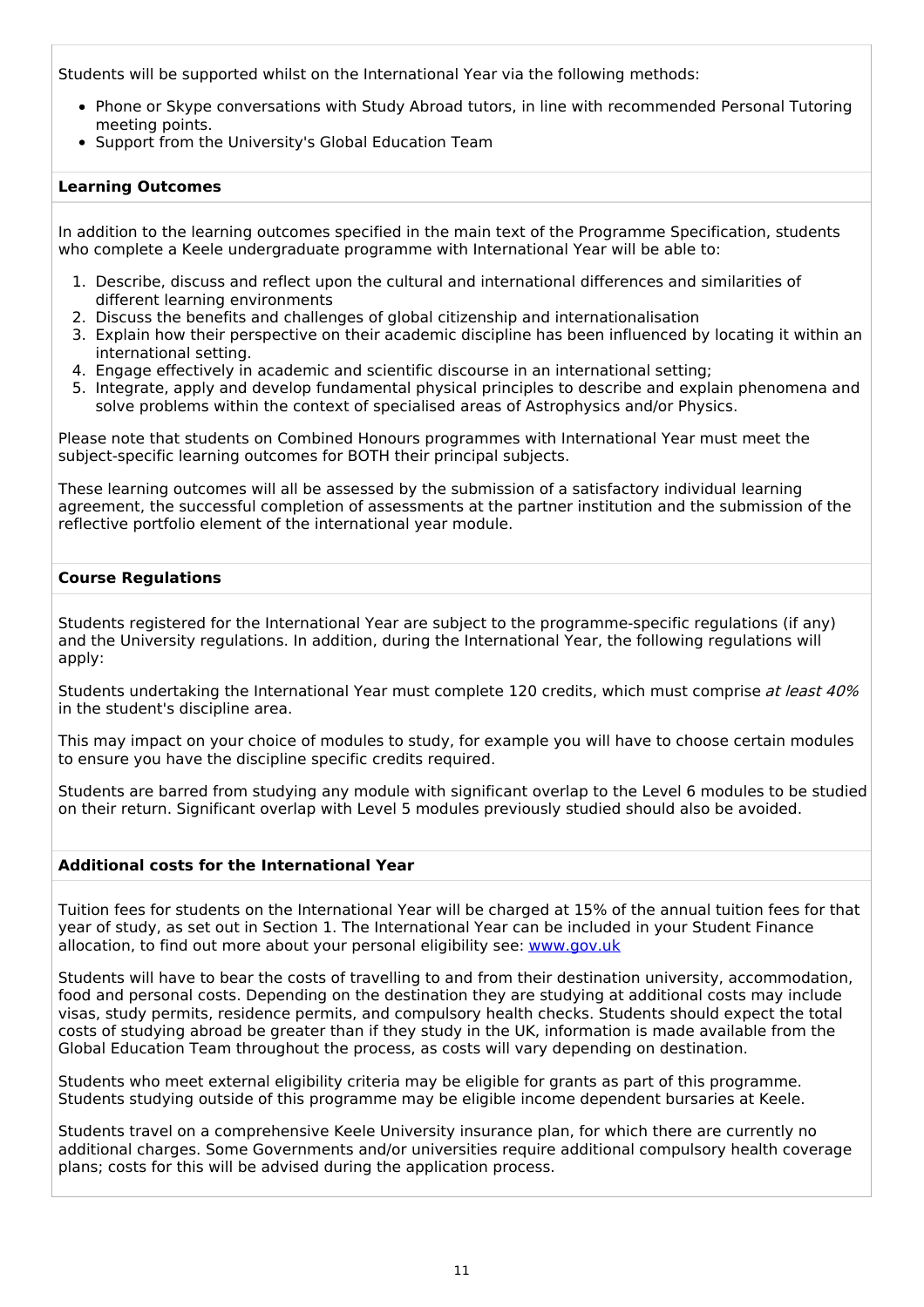Students will be supported whilst on the International Year via the following methods:

- Phone or Skype conversations with Study Abroad tutors, in line with recommended Personal Tutoring meeting points.
- Support from the University's Global Education Team

**Learning Outcomes**

In addition to the learning outcomes specified in the main text of the Programme Specification, students who complete a Keele undergraduate programme with International Year will be able to:

1. Describe, discuss and reflect upon the cultural and international differences and similarities of different learning environments
2. Discuss the benefits and challenges of global citizenship and internationalisation
3. Explain how their perspective on their academic discipline has been influenced by locating it within an international setting.
4. Engage effectively in academic and scientific discourse in an international setting;
5. Integrate, apply and develop fundamental physical principles to describe and explain phenomena and solve problems within the context of specialised areas of Astrophysics and/or Physics.

Please note that students on Combined Honours programmes with International Year must meet the subject-specific learning outcomes for BOTH their principal subjects.

These learning outcomes will all be assessed by the submission of a satisfactory individual learning agreement, the successful completion of assessments at the partner institution and the submission of the reflective portfolio element of the international year module.

**Course Regulations**

Students registered for the International Year are subject to the programme-specific regulations (if any) and the University regulations. In addition, during the International Year, the following regulations will apply:

Students undertaking the International Year must complete 120 credits, which must comprise *at least 40%* in the student's discipline area.

This may impact on your choice of modules to study, for example you will have to choose certain modules to ensure you have the discipline specific credits required.

Students are barred from studying any module with significant overlap to the Level 6 modules to be studied on their return. Significant overlap with Level 5 modules previously studied should also be avoided.

**Additional costs for the International Year**

Tuition fees for students on the International Year will be charged at 15% of the annual tuition fees for that year of study, as set out in Section 1. The International Year can be included in your Student Finance allocation, to find out more about your personal eligibility see: [www.gov.uk](www.gov.uk)

Students will have to bear the costs of travelling to and from their destination university, accommodation, food and personal costs. Depending on the destination they are studying at additional costs may include visas, study permits, residence permits, and compulsory health checks. Students should expect the total costs of studying abroad be greater than if they study in the UK, information is made available from the Global Education Team throughout the process, as costs will vary depending on destination.

Students who meet external eligibility criteria may be eligible for grants as part of this programme. Students studying outside of this programme may be eligible income dependent bursaries at Keele.

Students travel on a comprehensive Keele University insurance plan, for which there are currently no additional charges. Some Governments and/or universities require additional compulsory health coverage plans; costs for this will be advised during the application process.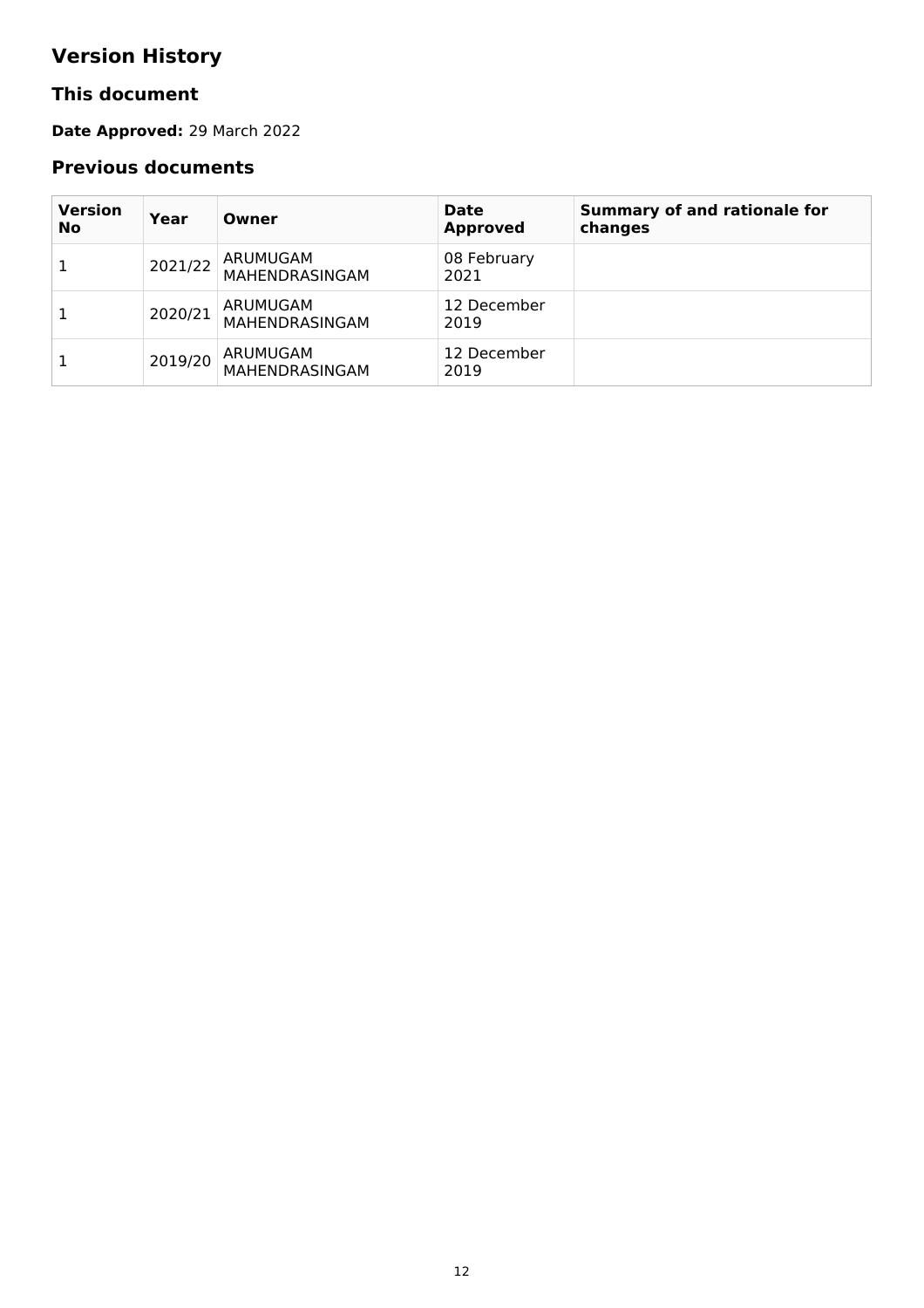# Version History

## This document

**Date Approved:** 29 March 2022

## Previous documents

| Version No | Year | Owner | Date Approved | Summary of and rationale for changes |
|---|---|---|---|---|
| 1 | 2021/22 | ARUMUGAM MAHENDRASINGAM | 08 February 2021 | |
| 1 | 2020/21 | ARUMUGAM MAHENDRASINGAM | 12 December 2019 | |
| 1 | 2019/20 | ARUMUGAM MAHENDRASINGAM | 12 December 2019 | |